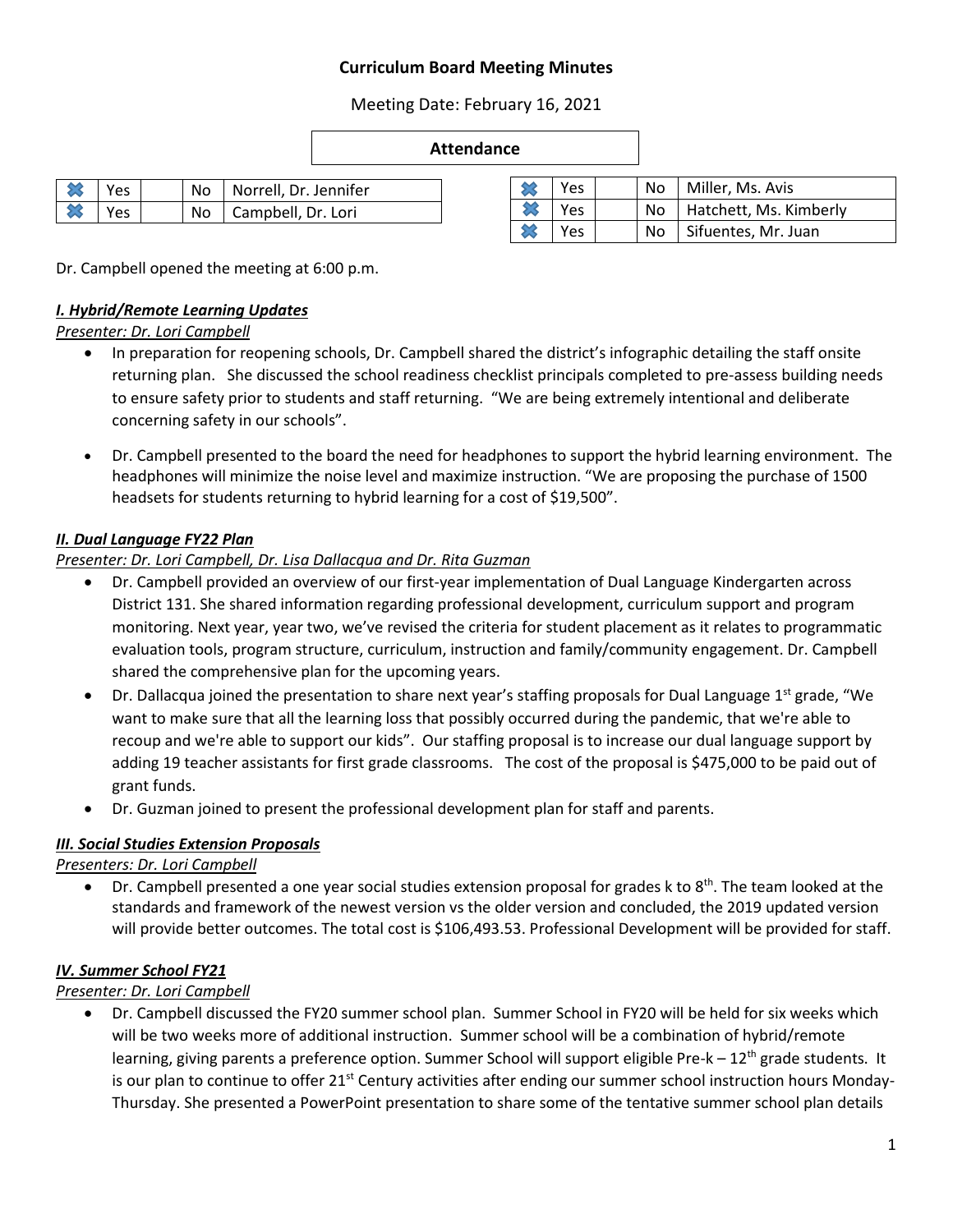# Curriculum Board Meeting Minutes

Meeting Date: February 16, 2021

**Attendance**

| | | | | |
|---|---|---|---|---|
| ✖ | Yes | | No | Norrell, Dr. Jennifer |
| ✖ | Yes | | No | Campbell, Dr. Lori |

| | | | | |
|---|---|---|---|---|
| ✖ | Yes | | No | Miller, Ms. Avis |
| ✖ | Yes | | No | Hatchett, Ms. Kimberly |
| ✖ | Yes | | No | Sifuentes, Mr. Juan |

Dr. Campbell opened the meeting at 6:00 p.m.

### ***I. Hybrid/Remote Learning Updates***

*Presenter: Dr. Lori Campbell*

- In preparation for reopening schools, Dr. Campbell shared the district's infographic detailing the staff onsite returning plan. She discussed the school readiness checklist principals completed to pre-assess building needs to ensure safety prior to students and staff returning. "We are being extremely intentional and deliberate concerning safety in our schools".
- Dr. Campbell presented to the board the need for headphones to support the hybrid learning environment. The headphones will minimize the noise level and maximize instruction. "We are proposing the purchase of 1500 headsets for students returning to hybrid learning for a cost of $19,500".

### ***II. Dual Language FY22 Plan***

*Presenter: Dr. Lori Campbell, Dr. Lisa Dallacqua and Dr. Rita Guzman*

- Dr. Campbell provided an overview of our first-year implementation of Dual Language Kindergarten across District 131. She shared information regarding professional development, curriculum support and program monitoring. Next year, year two, we've revised the criteria for student placement as it relates to programmatic evaluation tools, program structure, curriculum, instruction and family/community engagement. Dr. Campbell shared the comprehensive plan for the upcoming years.
- Dr. Dallacqua joined the presentation to share next year's staffing proposals for Dual Language 1st grade, "We want to make sure that all the learning loss that possibly occurred during the pandemic, that we're able to recoup and we're able to support our kids". Our staffing proposal is to increase our dual language support by adding 19 teacher assistants for first grade classrooms. The cost of the proposal is $475,000 to be paid out of grant funds.
- Dr. Guzman joined to present the professional development plan for staff and parents.

### ***III. Social Studies Extension Proposals***

*Presenters: Dr. Lori Campbell*

- Dr. Campbell presented a one year social studies extension proposal for grades k to 8th. The team looked at the standards and framework of the newest version vs the older version and concluded, the 2019 updated version will provide better outcomes. The total cost is $106,493.53. Professional Development will be provided for staff.

### ***IV. Summer School FY21***

*Presenter: Dr. Lori Campbell*

- Dr. Campbell discussed the FY20 summer school plan. Summer School in FY20 will be held for six weeks which will be two weeks more of additional instruction. Summer school will be a combination of hybrid/remote learning, giving parents a preference option. Summer School will support eligible Pre-k – 12th grade students. It is our plan to continue to offer 21st Century activities after ending our summer school instruction hours Monday-Thursday. She presented a PowerPoint presentation to share some of the tentative summer school plan details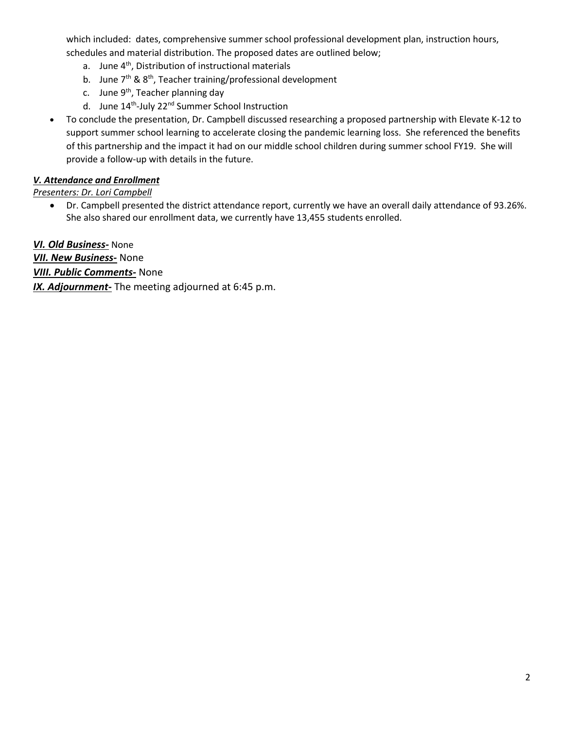which included: dates, comprehensive summer school professional development plan, instruction hours, schedules and material distribution. The proposed dates are outlined below;

a. June 4th, Distribution of instructional materials
b. June 7th & 8th, Teacher training/professional development
c. June 9th, Teacher planning day
d. June 14th-July 22nd Summer School Instruction

- To conclude the presentation, Dr. Campbell discussed researching a proposed partnership with Elevate K-12 to support summer school learning to accelerate closing the pandemic learning loss. She referenced the benefits of this partnership and the impact it had on our middle school children during summer school FY19. She will provide a follow-up with details in the future.

***V. Attendance and Enrollment***

*Presenters: Dr. Lori Campbell*

- Dr. Campbell presented the district attendance report, currently we have an overall daily attendance of 93.26%. She also shared our enrollment data, we currently have 13,455 students enrolled.

***VI. Old Business-*** None

***VII. New Business-*** None

***VIII. Public Comments-*** None

***IX. Adjournment-*** The meeting adjourned at 6:45 p.m.